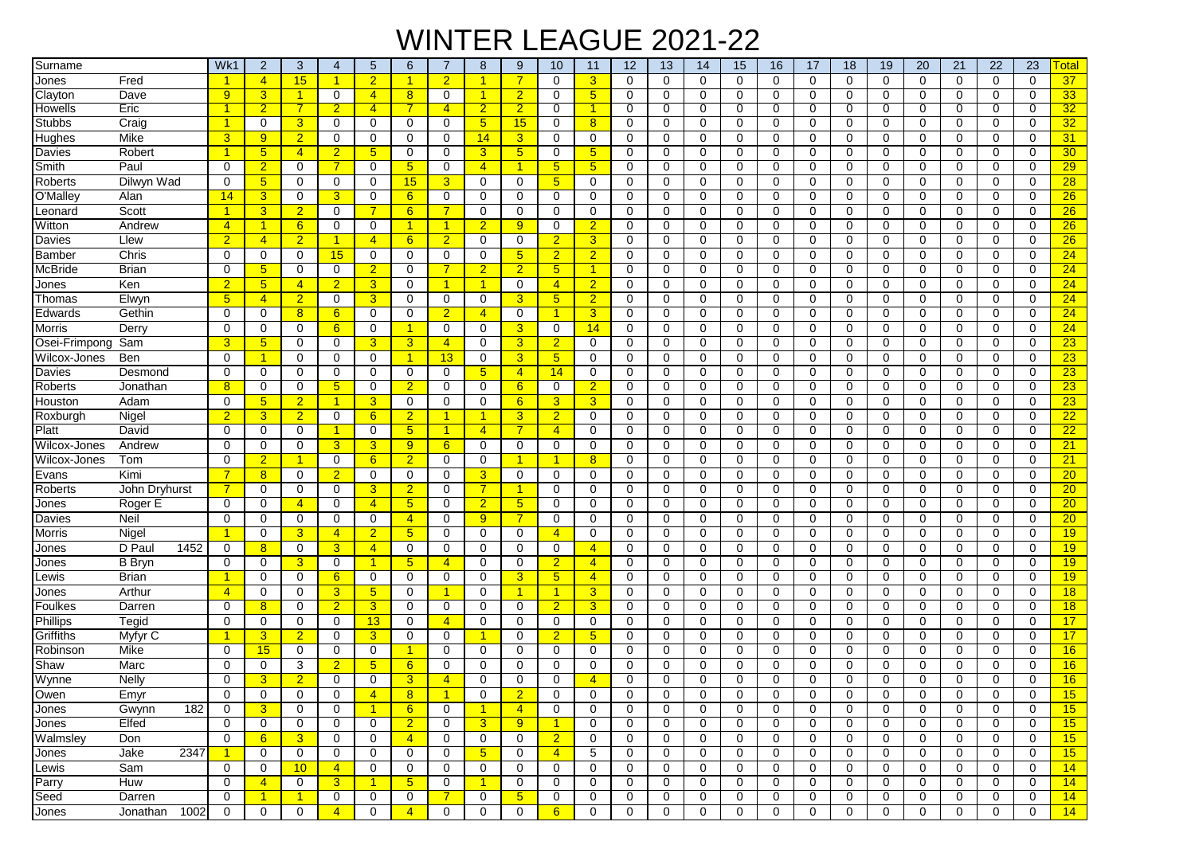# WINTER LEAGUE 2021-22

| Surname | | Wk1 | 2 | 3 | 4 | 5 | 6 | 7 | 8 | 9 | 10 | 11 | 12 | 13 | 14 | 15 | 16 | 17 | 18 | 19 | 20 | 21 | 22 | 23 | Total |
|---|---|---|---|---|---|---|---|---|---|---|---|---|---|---|---|---|---|---|---|---|---|---|---|---|---|
| Jones | Fred | 1 | 4 | 15 | 1 | 2 | 1 | 2 | 1 | 7 | 0 | 3 | 0 | 0 | 0 | 0 | 0 | 0 | 0 | 0 | 0 | 0 | 0 | 0 | 37 |
| Clayton | Dave | 9 | 3 | 1 | 0 | 4 | 8 | 0 | 1 | 2 | 0 | 5 | 0 | 0 | 0 | 0 | 0 | 0 | 0 | 0 | 0 | 0 | 0 | 0 | 33 |
| Howells | Eric | 1 | 2 | 7 | 2 | 4 | 7 | 4 | 2 | 2 | 0 | 1 | 0 | 0 | 0 | 0 | 0 | 0 | 0 | 0 | 0 | 0 | 0 | 0 | 32 |
| Stubbs | Craig | 1 | 0 | 3 | 0 | 0 | 0 | 0 | 5 | 15 | 0 | 8 | 0 | 0 | 0 | 0 | 0 | 0 | 0 | 0 | 0 | 0 | 0 | 0 | 32 |
| Hughes | Mike | 3 | 9 | 2 | 0 | 0 | 0 | 0 | 14 | 3 | 0 | 0 | 0 | 0 | 0 | 0 | 0 | 0 | 0 | 0 | 0 | 0 | 0 | 0 | 31 |
| Davies | Robert | 1 | 5 | 4 | 2 | 5 | 0 | 0 | 3 | 5 | 0 | 5 | 0 | 0 | 0 | 0 | 0 | 0 | 0 | 0 | 0 | 0 | 0 | 0 | 30 |
| Smith | Paul | 0 | 2 | 0 | 7 | 0 | 5 | 0 | 4 | 1 | 5 | 5 | 0 | 0 | 0 | 0 | 0 | 0 | 0 | 0 | 0 | 0 | 0 | 0 | 29 |
| Roberts | Dilwyn Wad | 0 | 5 | 0 | 0 | 0 | 15 | 3 | 0 | 0 | 5 | 0 | 0 | 0 | 0 | 0 | 0 | 0 | 0 | 0 | 0 | 0 | 0 | 0 | 28 |
| O'Malley | Alan | 14 | 3 | 0 | 3 | 0 | 6 | 0 | 0 | 0 | 0 | 0 | 0 | 0 | 0 | 0 | 0 | 0 | 0 | 0 | 0 | 0 | 0 | 0 | 26 |
| Leonard | Scott | 1 | 3 | 2 | 0 | 7 | 6 | 7 | 0 | 0 | 0 | 0 | 0 | 0 | 0 | 0 | 0 | 0 | 0 | 0 | 0 | 0 | 0 | 0 | 26 |
| Witton | Andrew | 4 | 1 | 6 | 0 | 0 | 1 | 1 | 2 | 9 | 0 | 2 | 0 | 0 | 0 | 0 | 0 | 0 | 0 | 0 | 0 | 0 | 0 | 0 | 26 |
| Davies | Llew | 2 | 4 | 2 | 1 | 4 | 6 | 2 | 0 | 0 | 2 | 3 | 0 | 0 | 0 | 0 | 0 | 0 | 0 | 0 | 0 | 0 | 0 | 0 | 26 |
| Bamber | Chris | 0 | 0 | 0 | 15 | 0 | 0 | 0 | 0 | 5 | 2 | 2 | 0 | 0 | 0 | 0 | 0 | 0 | 0 | 0 | 0 | 0 | 0 | 0 | 24 |
| McBride | Brian | 0 | 5 | 0 | 0 | 2 | 0 | 7 | 2 | 2 | 5 | 1 | 0 | 0 | 0 | 0 | 0 | 0 | 0 | 0 | 0 | 0 | 0 | 0 | 24 |
| Jones | Ken | 2 | 5 | 4 | 2 | 3 | 0 | 1 | 1 | 0 | 4 | 2 | 0 | 0 | 0 | 0 | 0 | 0 | 0 | 0 | 0 | 0 | 0 | 0 | 24 |
| Thomas | Elwyn | 5 | 4 | 2 | 0 | 3 | 0 | 0 | 0 | 3 | 5 | 2 | 0 | 0 | 0 | 0 | 0 | 0 | 0 | 0 | 0 | 0 | 0 | 0 | 24 |
| Edwards | Gethin | 0 | 0 | 8 | 6 | 0 | 0 | 2 | 4 | 0 | 1 | 3 | 0 | 0 | 0 | 0 | 0 | 0 | 0 | 0 | 0 | 0 | 0 | 0 | 24 |
| Morris | Derry | 0 | 0 | 0 | 6 | 0 | 1 | 0 | 0 | 3 | 0 | 14 | 0 | 0 | 0 | 0 | 0 | 0 | 0 | 0 | 0 | 0 | 0 | 0 | 24 |
| Osei-Frimpong | Sam | 3 | 5 | 0 | 0 | 3 | 3 | 4 | 0 | 3 | 2 | 0 | 0 | 0 | 0 | 0 | 0 | 0 | 0 | 0 | 0 | 0 | 0 | 0 | 23 |
| Wilcox-Jones | Ben | 0 | 1 | 0 | 0 | 0 | 1 | 13 | 0 | 3 | 5 | 0 | 0 | 0 | 0 | 0 | 0 | 0 | 0 | 0 | 0 | 0 | 0 | 0 | 23 |
| Davies | Desmond | 0 | 0 | 0 | 0 | 0 | 0 | 0 | 5 | 4 | 14 | 0 | 0 | 0 | 0 | 0 | 0 | 0 | 0 | 0 | 0 | 0 | 0 | 0 | 23 |
| Roberts | Jonathan | 8 | 0 | 0 | 5 | 0 | 2 | 0 | 0 | 6 | 0 | 2 | 0 | 0 | 0 | 0 | 0 | 0 | 0 | 0 | 0 | 0 | 0 | 0 | 23 |
| Houston | Adam | 0 | 5 | 2 | 1 | 3 | 0 | 0 | 0 | 6 | 3 | 3 | 0 | 0 | 0 | 0 | 0 | 0 | 0 | 0 | 0 | 0 | 0 | 0 | 23 |
| Roxburgh | Nigel | 2 | 3 | 2 | 0 | 6 | 2 | 1 | 1 | 3 | 2 | 0 | 0 | 0 | 0 | 0 | 0 | 0 | 0 | 0 | 0 | 0 | 0 | 0 | 22 |
| Platt | David | 0 | 0 | 0 | 1 | 0 | 5 | 1 | 4 | 7 | 4 | 0 | 0 | 0 | 0 | 0 | 0 | 0 | 0 | 0 | 0 | 0 | 0 | 0 | 22 |
| Wilcox-Jones | Andrew | 0 | 0 | 0 | 3 | 3 | 9 | 6 | 0 | 0 | 0 | 0 | 0 | 0 | 0 | 0 | 0 | 0 | 0 | 0 | 0 | 0 | 0 | 0 | 21 |
| Wilcox-Jones | Tom | 0 | 2 | 1 | 0 | 6 | 2 | 0 | 0 | 1 | 1 | 8 | 0 | 0 | 0 | 0 | 0 | 0 | 0 | 0 | 0 | 0 | 0 | 0 | 21 |
| Evans | Kimi | 7 | 8 | 0 | 2 | 0 | 0 | 0 | 3 | 0 | 0 | 0 | 0 | 0 | 0 | 0 | 0 | 0 | 0 | 0 | 0 | 0 | 0 | 0 | 20 |
| Roberts | John Dryhurst | 7 | 0 | 0 | 0 | 3 | 2 | 0 | 7 | 1 | 0 | 0 | 0 | 0 | 0 | 0 | 0 | 0 | 0 | 0 | 0 | 0 | 0 | 0 | 20 |
| Jones | Roger E | 0 | 0 | 4 | 0 | 4 | 5 | 0 | 2 | 5 | 0 | 0 | 0 | 0 | 0 | 0 | 0 | 0 | 0 | 0 | 0 | 0 | 0 | 0 | 20 |
| Davies | Neil | 0 | 0 | 0 | 0 | 0 | 4 | 0 | 9 | 7 | 0 | 0 | 0 | 0 | 0 | 0 | 0 | 0 | 0 | 0 | 0 | 0 | 0 | 0 | 20 |
| Morris | Nigel | 1 | 0 | 3 | 4 | 2 | 5 | 0 | 0 | 0 | 4 | 0 | 0 | 0 | 0 | 0 | 0 | 0 | 0 | 0 | 0 | 0 | 0 | 0 | 19 |
| Jones | D Paul 1452 | 0 | 8 | 0 | 3 | 4 | 0 | 0 | 0 | 0 | 0 | 4 | 0 | 0 | 0 | 0 | 0 | 0 | 0 | 0 | 0 | 0 | 0 | 0 | 19 |
| Jones | B Bryn | 0 | 0 | 3 | 0 | 1 | 5 | 4 | 0 | 0 | 2 | 4 | 0 | 0 | 0 | 0 | 0 | 0 | 0 | 0 | 0 | 0 | 0 | 0 | 19 |
| Lewis | Brian | 1 | 0 | 0 | 6 | 0 | 0 | 0 | 0 | 3 | 5 | 4 | 0 | 0 | 0 | 0 | 0 | 0 | 0 | 0 | 0 | 0 | 0 | 0 | 19 |
| Jones | Arthur | 4 | 0 | 0 | 3 | 5 | 0 | 1 | 0 | 1 | 1 | 3 | 0 | 0 | 0 | 0 | 0 | 0 | 0 | 0 | 0 | 0 | 0 | 0 | 18 |
| Foulkes | Darren | 0 | 8 | 0 | 2 | 3 | 0 | 0 | 0 | 0 | 2 | 3 | 0 | 0 | 0 | 0 | 0 | 0 | 0 | 0 | 0 | 0 | 0 | 0 | 18 |
| Phillips | Tegid | 0 | 0 | 0 | 0 | 13 | 0 | 4 | 0 | 0 | 0 | 0 | 0 | 0 | 0 | 0 | 0 | 0 | 0 | 0 | 0 | 0 | 0 | 0 | 17 |
| Griffiths | Myfyr C | 1 | 3 | 2 | 0 | 3 | 0 | 0 | 1 | 0 | 2 | 5 | 0 | 0 | 0 | 0 | 0 | 0 | 0 | 0 | 0 | 0 | 0 | 0 | 17 |
| Robinson | Mike | 0 | 15 | 0 | 0 | 0 | 1 | 0 | 0 | 0 | 0 | 0 | 0 | 0 | 0 | 0 | 0 | 0 | 0 | 0 | 0 | 0 | 0 | 0 | 16 |
| Shaw | Marc | 0 | 0 | 3 | 2 | 5 | 6 | 0 | 0 | 0 | 0 | 0 | 0 | 0 | 0 | 0 | 0 | 0 | 0 | 0 | 0 | 0 | 0 | 0 | 16 |
| Wynne | Nelly | 0 | 3 | 2 | 0 | 0 | 3 | 4 | 0 | 0 | 0 | 4 | 0 | 0 | 0 | 0 | 0 | 0 | 0 | 0 | 0 | 0 | 0 | 0 | 16 |
| Owen | Emyr | 0 | 0 | 0 | 0 | 4 | 8 | 1 | 0 | 2 | 0 | 0 | 0 | 0 | 0 | 0 | 0 | 0 | 0 | 0 | 0 | 0 | 0 | 0 | 15 |
| Jones | Gwynn 182 | 0 | 3 | 0 | 0 | 1 | 6 | 0 | 1 | 4 | 0 | 0 | 0 | 0 | 0 | 0 | 0 | 0 | 0 | 0 | 0 | 0 | 0 | 0 | 15 |
| Jones | Elfed | 0 | 0 | 0 | 0 | 0 | 2 | 0 | 3 | 9 | 1 | 0 | 0 | 0 | 0 | 0 | 0 | 0 | 0 | 0 | 0 | 0 | 0 | 0 | 15 |
| Walmsley | Don | 0 | 6 | 3 | 0 | 0 | 4 | 0 | 0 | 0 | 2 | 0 | 0 | 0 | 0 | 0 | 0 | 0 | 0 | 0 | 0 | 0 | 0 | 0 | 15 |
| Jones | Jake 2347 | 1 | 0 | 0 | 0 | 0 | 0 | 0 | 5 | 0 | 4 | 5 | 0 | 0 | 0 | 0 | 0 | 0 | 0 | 0 | 0 | 0 | 0 | 0 | 15 |
| Lewis | Sam | 0 | 0 | 10 | 4 | 0 | 0 | 0 | 0 | 0 | 0 | 0 | 0 | 0 | 0 | 0 | 0 | 0 | 0 | 0 | 0 | 0 | 0 | 0 | 14 |
| Parry | Huw | 0 | 4 | 0 | 3 | 1 | 5 | 0 | 1 | 0 | 0 | 0 | 0 | 0 | 0 | 0 | 0 | 0 | 0 | 0 | 0 | 0 | 0 | 0 | 14 |
| Seed | Darren | 0 | 1 | 1 | 0 | 0 | 0 | 7 | 0 | 5 | 0 | 0 | 0 | 0 | 0 | 0 | 0 | 0 | 0 | 0 | 0 | 0 | 0 | 0 | 14 |
| Jones | Jonathan 1002 | 0 | 0 | 0 | 4 | 0 | 4 | 0 | 0 | 0 | 6 | 0 | 0 | 0 | 0 | 0 | 0 | 0 | 0 | 0 | 0 | 0 | 0 | 0 | 14 |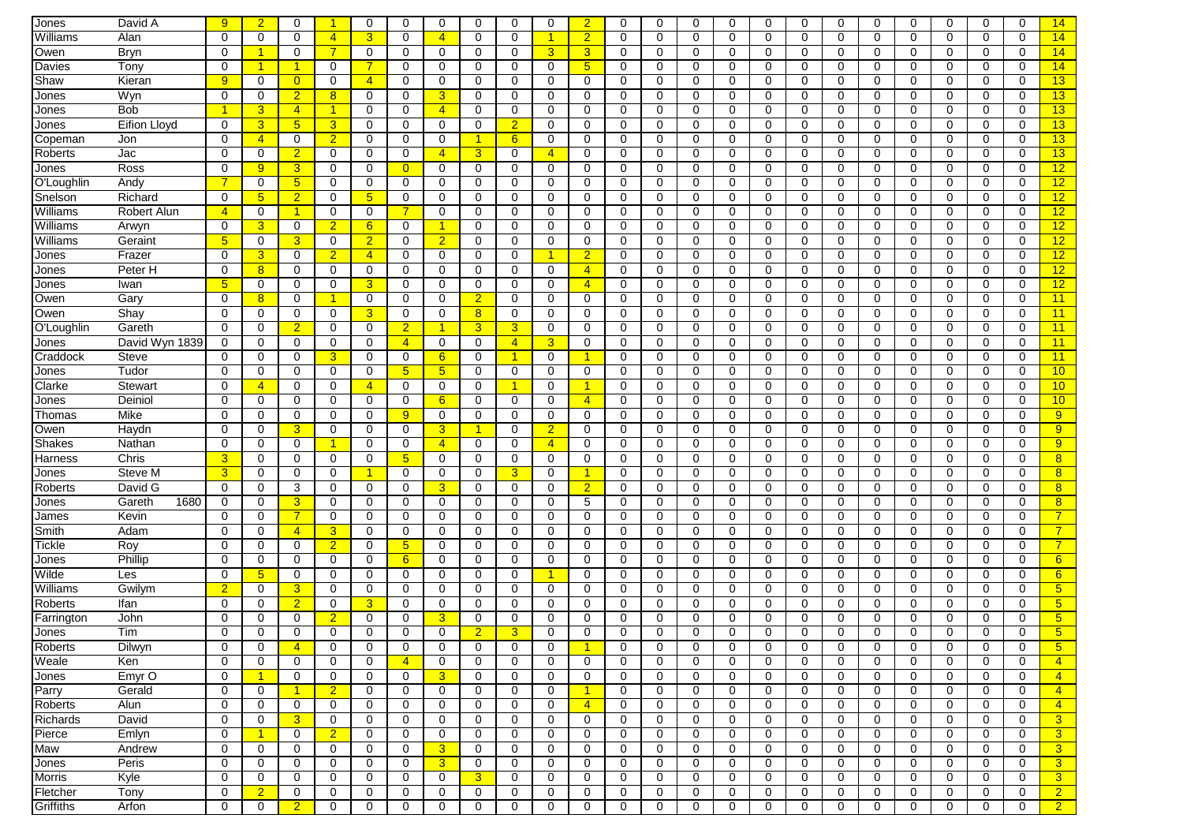| Jones | David A | 9 | 2 | 0 | 1 | 0 | 0 | 0 | 0 | 0 | 0 | 2 | 0 | 0 | 0 | 0 | 0 | 0 | 0 | 0 | 0 | 0 | 0 | 0 | 14 |
|---|---|---|---|---|---|---|---|---|---|---|---|---|---|---|---|---|---|---|---|---|---|---|---|---|---|
| Williams | Alan | 0 | 0 | 0 | 4 | 3 | 0 | 4 | 0 | 0 | 1 | 2 | 0 | 0 | 0 | 0 | 0 | 0 | 0 | 0 | 0 | 0 | 0 | 0 | 14 |
| Owen | Bryn | 0 | 1 | 0 | 7 | 0 | 0 | 0 | 0 | 0 | 3 | 3 | 0 | 0 | 0 | 0 | 0 | 0 | 0 | 0 | 0 | 0 | 0 | 0 | 14 |
| Davies | Tony | 0 | 1 | 1 | 0 | 7 | 0 | 0 | 0 | 0 | 0 | 5 | 0 | 0 | 0 | 0 | 0 | 0 | 0 | 0 | 0 | 0 | 0 | 0 | 14 |
| Shaw | Kieran | 9 | 0 | 0 | 0 | 4 | 0 | 0 | 0 | 0 | 0 | 0 | 0 | 0 | 0 | 0 | 0 | 0 | 0 | 0 | 0 | 0 | 0 | 0 | 13 |
| Jones | Wyn | 0 | 0 | 2 | 8 | 0 | 0 | 3 | 0 | 0 | 0 | 0 | 0 | 0 | 0 | 0 | 0 | 0 | 0 | 0 | 0 | 0 | 0 | 0 | 13 |
| Jones | Bob | 1 | 3 | 4 | 1 | 0 | 0 | 4 | 0 | 0 | 0 | 0 | 0 | 0 | 0 | 0 | 0 | 0 | 0 | 0 | 0 | 0 | 0 | 0 | 13 |
| Jones | Eifion Lloyd | 0 | 3 | 5 | 3 | 0 | 0 | 0 | 0 | 2 | 0 | 0 | 0 | 0 | 0 | 0 | 0 | 0 | 0 | 0 | 0 | 0 | 0 | 0 | 13 |
| Copeman | Jon | 0 | 4 | 0 | 2 | 0 | 0 | 0 | 1 | 6 | 0 | 0 | 0 | 0 | 0 | 0 | 0 | 0 | 0 | 0 | 0 | 0 | 0 | 0 | 13 |
| Roberts | Jac | 0 | 0 | 2 | 0 | 0 | 0 | 4 | 3 | 0 | 4 | 0 | 0 | 0 | 0 | 0 | 0 | 0 | 0 | 0 | 0 | 0 | 0 | 0 | 13 |
| Jones | Ross | 0 | 9 | 3 | 0 | 0 | 0 | 0 | 0 | 0 | 0 | 0 | 0 | 0 | 0 | 0 | 0 | 0 | 0 | 0 | 0 | 0 | 0 | 0 | 12 |
| O'Loughlin | Andy | 7 | 0 | 5 | 0 | 0 | 0 | 0 | 0 | 0 | 0 | 0 | 0 | 0 | 0 | 0 | 0 | 0 | 0 | 0 | 0 | 0 | 0 | 0 | 12 |
| Snelson | Richard | 0 | 5 | 2 | 0 | 5 | 0 | 0 | 0 | 0 | 0 | 0 | 0 | 0 | 0 | 0 | 0 | 0 | 0 | 0 | 0 | 0 | 0 | 0 | 12 |
| Williams | Robert Alun | 4 | 0 | 1 | 0 | 0 | 7 | 0 | 0 | 0 | 0 | 0 | 0 | 0 | 0 | 0 | 0 | 0 | 0 | 0 | 0 | 0 | 0 | 0 | 12 |
| Williams | Arwyn | 0 | 3 | 0 | 2 | 6 | 0 | 1 | 0 | 0 | 0 | 0 | 0 | 0 | 0 | 0 | 0 | 0 | 0 | 0 | 0 | 0 | 0 | 0 | 12 |
| Williams | Geraint | 5 | 0 | 3 | 0 | 2 | 0 | 2 | 0 | 0 | 0 | 0 | 0 | 0 | 0 | 0 | 0 | 0 | 0 | 0 | 0 | 0 | 0 | 0 | 12 |
| Jones | Frazer | 0 | 3 | 0 | 2 | 4 | 0 | 0 | 0 | 0 | 1 | 2 | 0 | 0 | 0 | 0 | 0 | 0 | 0 | 0 | 0 | 0 | 0 | 0 | 12 |
| Jones | Peter H | 0 | 8 | 0 | 0 | 0 | 0 | 0 | 0 | 0 | 0 | 4 | 0 | 0 | 0 | 0 | 0 | 0 | 0 | 0 | 0 | 0 | 0 | 0 | 12 |
| Jones | Iwan | 5 | 0 | 0 | 0 | 3 | 0 | 0 | 0 | 0 | 0 | 4 | 0 | 0 | 0 | 0 | 0 | 0 | 0 | 0 | 0 | 0 | 0 | 0 | 12 |
| Owen | Gary | 0 | 8 | 0 | 1 | 0 | 0 | 0 | 2 | 0 | 0 | 0 | 0 | 0 | 0 | 0 | 0 | 0 | 0 | 0 | 0 | 0 | 0 | 0 | 11 |
| Owen | Shay | 0 | 0 | 0 | 0 | 3 | 0 | 0 | 8 | 0 | 0 | 0 | 0 | 0 | 0 | 0 | 0 | 0 | 0 | 0 | 0 | 0 | 0 | 0 | 11 |
| O'Loughlin | Gareth | 0 | 0 | 2 | 0 | 0 | 2 | 1 | 3 | 3 | 0 | 0 | 0 | 0 | 0 | 0 | 0 | 0 | 0 | 0 | 0 | 0 | 0 | 0 | 11 |
| Jones | David Wyn 1839 | 0 | 0 | 0 | 0 | 0 | 4 | 0 | 0 | 4 | 3 | 0 | 0 | 0 | 0 | 0 | 0 | 0 | 0 | 0 | 0 | 0 | 0 | 0 | 11 |
| Craddock | Steve | 0 | 0 | 0 | 3 | 0 | 0 | 6 | 0 | 1 | 0 | 1 | 0 | 0 | 0 | 0 | 0 | 0 | 0 | 0 | 0 | 0 | 0 | 0 | 11 |
| Jones | Tudor | 0 | 0 | 0 | 0 | 0 | 5 | 5 | 0 | 0 | 0 | 0 | 0 | 0 | 0 | 0 | 0 | 0 | 0 | 0 | 0 | 0 | 0 | 0 | 10 |
| Clarke | Stewart | 0 | 4 | 0 | 0 | 4 | 0 | 0 | 0 | 1 | 0 | 1 | 0 | 0 | 0 | 0 | 0 | 0 | 0 | 0 | 0 | 0 | 0 | 0 | 10 |
| Jones | Deiniol | 0 | 0 | 0 | 0 | 0 | 0 | 6 | 0 | 0 | 0 | 4 | 0 | 0 | 0 | 0 | 0 | 0 | 0 | 0 | 0 | 0 | 0 | 0 | 10 |
| Thomas | Mike | 0 | 0 | 0 | 0 | 0 | 9 | 0 | 0 | 0 | 0 | 0 | 0 | 0 | 0 | 0 | 0 | 0 | 0 | 0 | 0 | 0 | 0 | 0 | 9 |
| Owen | Haydn | 0 | 0 | 3 | 0 | 0 | 0 | 3 | 1 | 0 | 2 | 0 | 0 | 0 | 0 | 0 | 0 | 0 | 0 | 0 | 0 | 0 | 0 | 0 | 9 |
| Shakes | Nathan | 0 | 0 | 0 | 1 | 0 | 0 | 4 | 0 | 0 | 4 | 0 | 0 | 0 | 0 | 0 | 0 | 0 | 0 | 0 | 0 | 0 | 0 | 0 | 9 |
| Harness | Chris | 3 | 0 | 0 | 0 | 0 | 5 | 0 | 0 | 0 | 0 | 0 | 0 | 0 | 0 | 0 | 0 | 0 | 0 | 0 | 0 | 0 | 0 | 0 | 8 |
| Jones | Steve M | 3 | 0 | 0 | 0 | 1 | 0 | 0 | 0 | 3 | 0 | 1 | 0 | 0 | 0 | 0 | 0 | 0 | 0 | 0 | 0 | 0 | 0 | 0 | 8 |
| Roberts | David G | 0 | 0 | 3 | 0 | 0 | 0 | 3 | 0 | 0 | 0 | 2 | 0 | 0 | 0 | 0 | 0 | 0 | 0 | 0 | 0 | 0 | 0 | 0 | 8 |
| Jones | Gareth 1680 | 0 | 0 | 3 | 0 | 0 | 0 | 0 | 0 | 0 | 0 | 5 | 0 | 0 | 0 | 0 | 0 | 0 | 0 | 0 | 0 | 0 | 0 | 0 | 8 |
| James | Kevin | 0 | 0 | 7 | 0 | 0 | 0 | 0 | 0 | 0 | 0 | 0 | 0 | 0 | 0 | 0 | 0 | 0 | 0 | 0 | 0 | 0 | 0 | 0 | 7 |
| Smith | Adam | 0 | 0 | 4 | 3 | 0 | 0 | 0 | 0 | 0 | 0 | 0 | 0 | 0 | 0 | 0 | 0 | 0 | 0 | 0 | 0 | 0 | 0 | 0 | 7 |
| Tickle | Roy | 0 | 0 | 0 | 2 | 0 | 5 | 0 | 0 | 0 | 0 | 0 | 0 | 0 | 0 | 0 | 0 | 0 | 0 | 0 | 0 | 0 | 0 | 0 | 7 |
| Jones | Phillip | 0 | 0 | 0 | 0 | 0 | 6 | 0 | 0 | 0 | 0 | 0 | 0 | 0 | 0 | 0 | 0 | 0 | 0 | 0 | 0 | 0 | 0 | 0 | 6 |
| Wilde | Les | 0 | 5 | 0 | 0 | 0 | 0 | 0 | 0 | 0 | 1 | 0 | 0 | 0 | 0 | 0 | 0 | 0 | 0 | 0 | 0 | 0 | 0 | 0 | 6 |
| Williams | Gwilym | 2 | 0 | 3 | 0 | 0 | 0 | 0 | 0 | 0 | 0 | 0 | 0 | 0 | 0 | 0 | 0 | 0 | 0 | 0 | 0 | 0 | 0 | 0 | 5 |
| Roberts | Ifan | 0 | 0 | 2 | 0 | 3 | 0 | 0 | 0 | 0 | 0 | 0 | 0 | 0 | 0 | 0 | 0 | 0 | 0 | 0 | 0 | 0 | 0 | 0 | 5 |
| Farrington | John | 0 | 0 | 0 | 2 | 0 | 0 | 3 | 0 | 0 | 0 | 0 | 0 | 0 | 0 | 0 | 0 | 0 | 0 | 0 | 0 | 0 | 0 | 0 | 5 |
| Jones | Tim | 0 | 0 | 0 | 0 | 0 | 0 | 0 | 2 | 3 | 0 | 0 | 0 | 0 | 0 | 0 | 0 | 0 | 0 | 0 | 0 | 0 | 0 | 0 | 5 |
| Roberts | Dilwyn | 0 | 0 | 4 | 0 | 0 | 0 | 0 | 0 | 0 | 0 | 1 | 0 | 0 | 0 | 0 | 0 | 0 | 0 | 0 | 0 | 0 | 0 | 0 | 5 |
| Weale | Ken | 0 | 0 | 0 | 0 | 0 | 4 | 0 | 0 | 0 | 0 | 0 | 0 | 0 | 0 | 0 | 0 | 0 | 0 | 0 | 0 | 0 | 0 | 0 | 4 |
| Jones | Emyr O | 0 | 1 | 0 | 0 | 0 | 0 | 3 | 0 | 0 | 0 | 0 | 0 | 0 | 0 | 0 | 0 | 0 | 0 | 0 | 0 | 0 | 0 | 0 | 4 |
| Parry | Gerald | 0 | 0 | 1 | 2 | 0 | 0 | 0 | 0 | 0 | 0 | 1 | 0 | 0 | 0 | 0 | 0 | 0 | 0 | 0 | 0 | 0 | 0 | 0 | 4 |
| Roberts | Alun | 0 | 0 | 0 | 0 | 0 | 0 | 0 | 0 | 0 | 0 | 4 | 0 | 0 | 0 | 0 | 0 | 0 | 0 | 0 | 0 | 0 | 0 | 0 | 4 |
| Richards | David | 0 | 0 | 3 | 0 | 0 | 0 | 0 | 0 | 0 | 0 | 0 | 0 | 0 | 0 | 0 | 0 | 0 | 0 | 0 | 0 | 0 | 0 | 0 | 3 |
| Pierce | Emlyn | 0 | 1 | 0 | 2 | 0 | 0 | 0 | 0 | 0 | 0 | 0 | 0 | 0 | 0 | 0 | 0 | 0 | 0 | 0 | 0 | 0 | 0 | 0 | 3 |
| Maw | Andrew | 0 | 0 | 0 | 0 | 0 | 0 | 3 | 0 | 0 | 0 | 0 | 0 | 0 | 0 | 0 | 0 | 0 | 0 | 0 | 0 | 0 | 0 | 0 | 3 |
| Jones | Peris | 0 | 0 | 0 | 0 | 0 | 0 | 3 | 0 | 0 | 0 | 0 | 0 | 0 | 0 | 0 | 0 | 0 | 0 | 0 | 0 | 0 | 0 | 0 | 3 |
| Morris | Kyle | 0 | 0 | 0 | 0 | 0 | 0 | 0 | 3 | 0 | 0 | 0 | 0 | 0 | 0 | 0 | 0 | 0 | 0 | 0 | 0 | 0 | 0 | 0 | 3 |
| Fletcher | Tony | 0 | 2 | 0 | 0 | 0 | 0 | 0 | 0 | 0 | 0 | 0 | 0 | 0 | 0 | 0 | 0 | 0 | 0 | 0 | 0 | 0 | 0 | 0 | 2 |
| Griffiths | Arfon | 0 | 0 | 2 | 0 | 0 | 0 | 0 | 0 | 0 | 0 | 0 | 0 | 0 | 0 | 0 | 0 | 0 | 0 | 0 | 0 | 0 | 0 | 0 | 2 |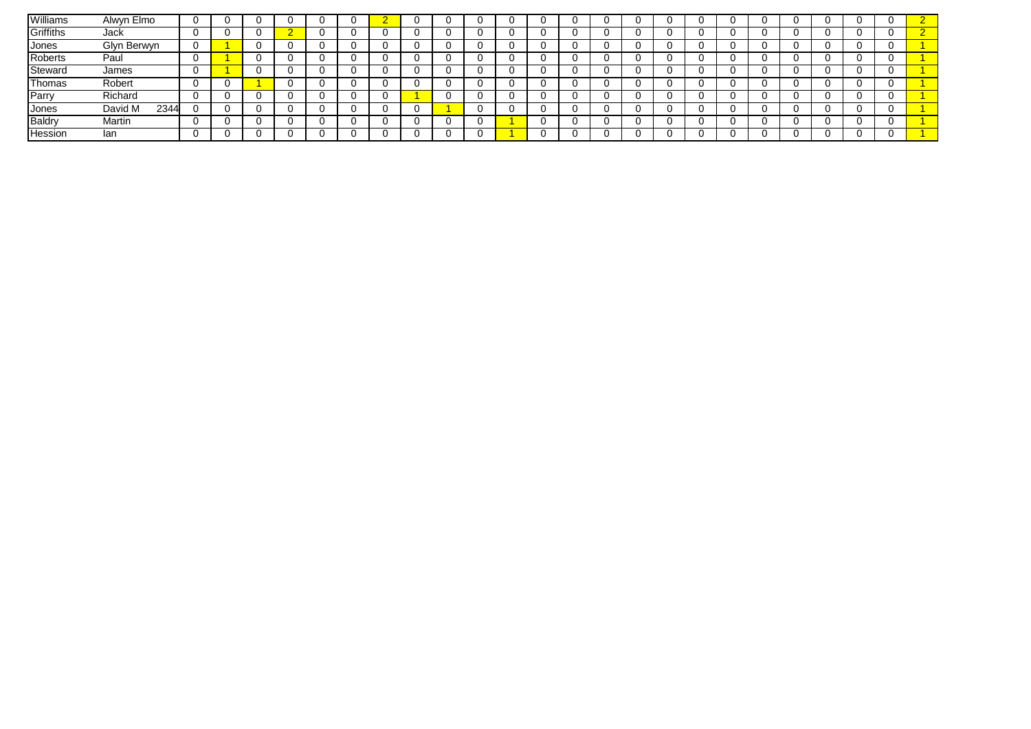| | | | | | | | | | | | | | | | | | | | | | | | | | |
|---|---|---|---|---|---|---|---|---|---|---|---|---|---|---|---|---|---|---|---|---|---|---|---|---|---|
| Williams | Alwyn Elmo | 0 | 0 | 0 | 0 | 0 | 0 | 2 | 0 | 0 | 0 | 0 | 0 | 0 | 0 | 0 | 0 | 0 | 0 | 0 | 0 | 0 | 0 | 0 | 2 |
| Griffiths | Jack | 0 | 0 | 0 | 2 | 0 | 0 | 0 | 0 | 0 | 0 | 0 | 0 | 0 | 0 | 0 | 0 | 0 | 0 | 0 | 0 | 0 | 0 | 0 | 2 |
| Jones | Glyn Berwyn | 0 | 1 | 0 | 0 | 0 | 0 | 0 | 0 | 0 | 0 | 0 | 0 | 0 | 0 | 0 | 0 | 0 | 0 | 0 | 0 | 0 | 0 | 0 | 1 |
| Roberts | Paul | 0 | 1 | 0 | 0 | 0 | 0 | 0 | 0 | 0 | 0 | 0 | 0 | 0 | 0 | 0 | 0 | 0 | 0 | 0 | 0 | 0 | 0 | 0 | 1 |
| Steward | James | 0 | 1 | 0 | 0 | 0 | 0 | 0 | 0 | 0 | 0 | 0 | 0 | 0 | 0 | 0 | 0 | 0 | 0 | 0 | 0 | 0 | 0 | 0 | 1 |
| Thomas | Robert | 0 | 0 | 1 | 0 | 0 | 0 | 0 | 0 | 0 | 0 | 0 | 0 | 0 | 0 | 0 | 0 | 0 | 0 | 0 | 0 | 0 | 0 | 0 | 1 |
| Parry | Richard | 0 | 0 | 0 | 0 | 0 | 0 | 0 | 1 | 0 | 0 | 0 | 0 | 0 | 0 | 0 | 0 | 0 | 0 | 0 | 0 | 0 | 0 | 0 | 1 |
| Jones | David M 2344 | 0 | 0 | 0 | 0 | 0 | 0 | 0 | 0 | 1 | 0 | 0 | 0 | 0 | 0 | 0 | 0 | 0 | 0 | 0 | 0 | 0 | 0 | 0 | 1 |
| Baldry | Martin | 0 | 0 | 0 | 0 | 0 | 0 | 0 | 0 | 0 | 0 | 1 | 0 | 0 | 0 | 0 | 0 | 0 | 0 | 0 | 0 | 0 | 0 | 0 | 1 |
| Hession | Ian | 0 | 0 | 0 | 0 | 0 | 0 | 0 | 0 | 0 | 0 | 1 | 0 | 0 | 0 | 0 | 0 | 0 | 0 | 0 | 0 | 0 | 0 | 0 | 1 |